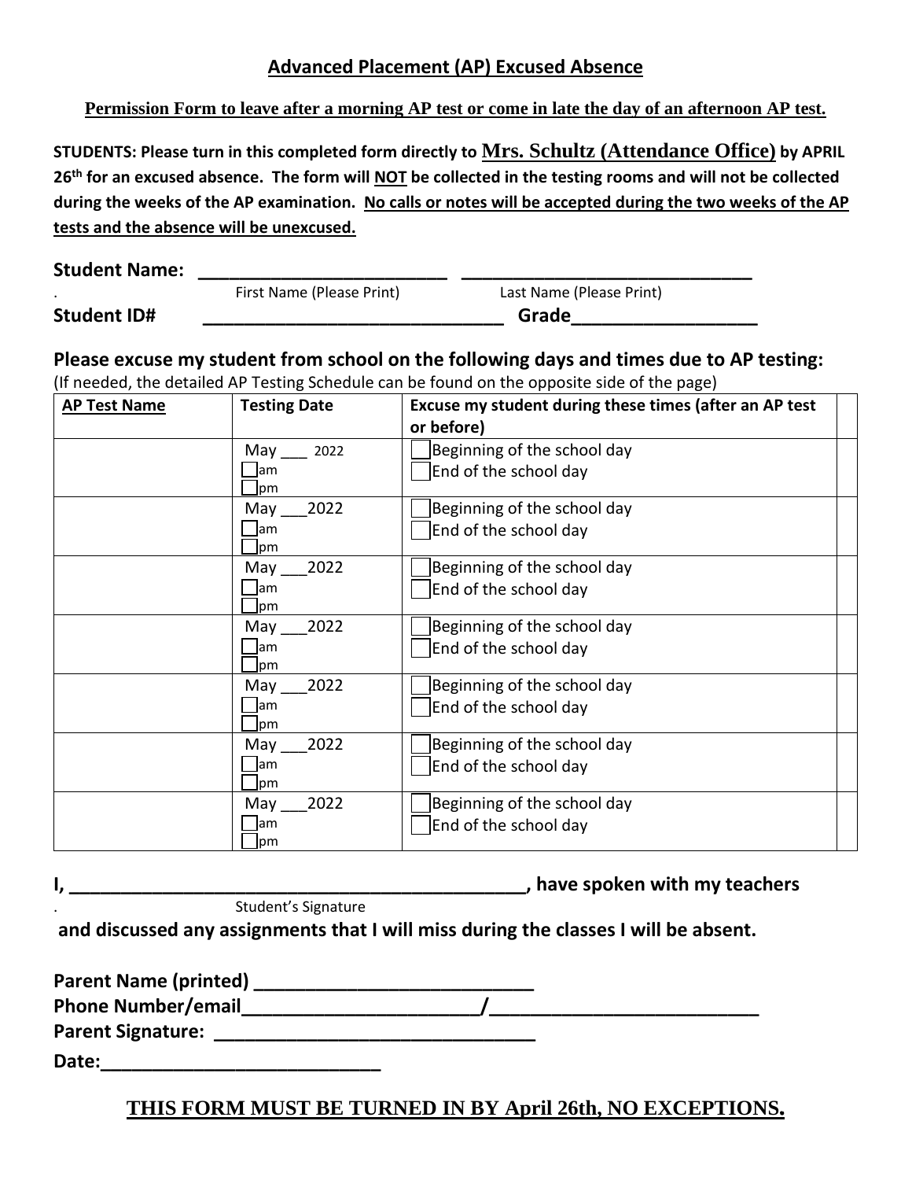## Advanced Placement (AP) Excused Absence

**Permission Form to leave after a morning AP test or come in late the day of an afternoon AP test.**

**STUDENTS: Please turn in this completed form directly to Mrs. Schultz (Attendance Office) by APRIL 26th for an excused absence. The form will NOT be collected in the testing rooms and will not be collected during the weeks of the AP examination. No calls or notes will be accepted during the two weeks of the AP tests and the absence will be unexcused.**

**Student Name:** ________________________ ____________________________

First Name (Please Print) Last Name (Please Print)

**Student ID#** _____________________________ **Grade**_________________

**Please excuse my student from school on the following days and times due to AP testing:**

(If needed, the detailed AP Testing Schedule can be found on the opposite side of the page)

| AP Test Name | Testing Date | Excuse my student during these times (after an AP test or before) | |
|---|---|---|---|
| | May ___ 2022 ☐am ☐pm | ☐Beginning of the school day ☐End of the school day | |
| | May ___2022 ☐am ☐pm | ☐Beginning of the school day ☐End of the school day | |
| | May ___2022 ☐am ☐pm | ☐Beginning of the school day ☐End of the school day | |
| | May ___2022 ☐am ☐pm | ☐Beginning of the school day ☐End of the school day | |
| | May ___2022 ☐am ☐pm | ☐Beginning of the school day ☐End of the school day | |
| | May ___2022 ☐am ☐pm | ☐Beginning of the school day ☐End of the school day | |
| | May ___2022 ☐am ☐pm | ☐Beginning of the school day ☐End of the school day | |

**I, ____________________________________________, have spoken with my teachers**

Student's Signature

**and discussed any assignments that I will miss during the classes I will be absent.**

**Parent Name (printed)** __________________________

**Phone Number/email**______________________/_________________________

**Parent Signature:** ______________________________

**Date:**___________________________

**THIS FORM MUST BE TURNED IN BY April 26th, NO EXCEPTIONS.**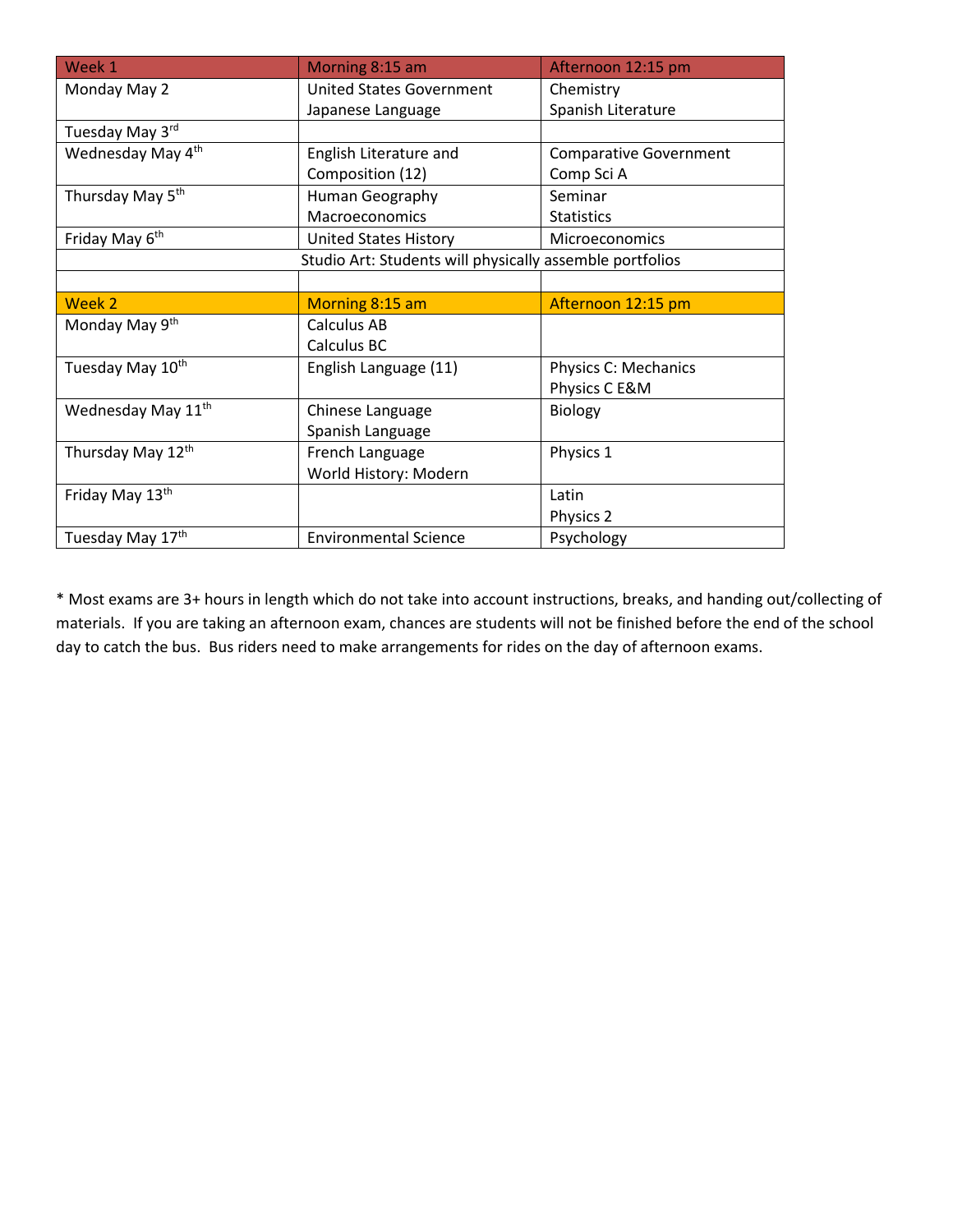| Week 1 | Morning 8:15 am | Afternoon 12:15 pm |
|---|---|---|
| Monday May 2 | United States Government<br>Japanese Language | Chemistry<br>Spanish Literature |
| Tuesday May 3rd | | |
| Wednesday May 4th | English Literature and Composition (12) | Comparative Government<br>Comp Sci A |
| Thursday May 5th | Human Geography<br>Macroeconomics | Seminar<br>Statistics |
| Friday May 6th | United States History | Microeconomics |
| Studio Art: Students will physically assemble portfolios | | |
| | | |
| **Week 2** | **Morning 8:15 am** | **Afternoon 12:15 pm** |
| Monday May 9th | Calculus AB<br>Calculus BC | |
| Tuesday May 10th | English Language (11) | Physics C: Mechanics<br>Physics C E&M |
| Wednesday May 11th | Chinese Language<br>Spanish Language | Biology |
| Thursday May 12th | French Language<br>World History: Modern | Physics 1 |
| Friday May 13th | | Latin<br>Physics 2 |
| Tuesday May 17th | Environmental Science | Psychology |

* Most exams are 3+ hours in length which do not take into account instructions, breaks, and handing out/collecting of materials. If you are taking an afternoon exam, chances are students will not be finished before the end of the school day to catch the bus. Bus riders need to make arrangements for rides on the day of afternoon exams.